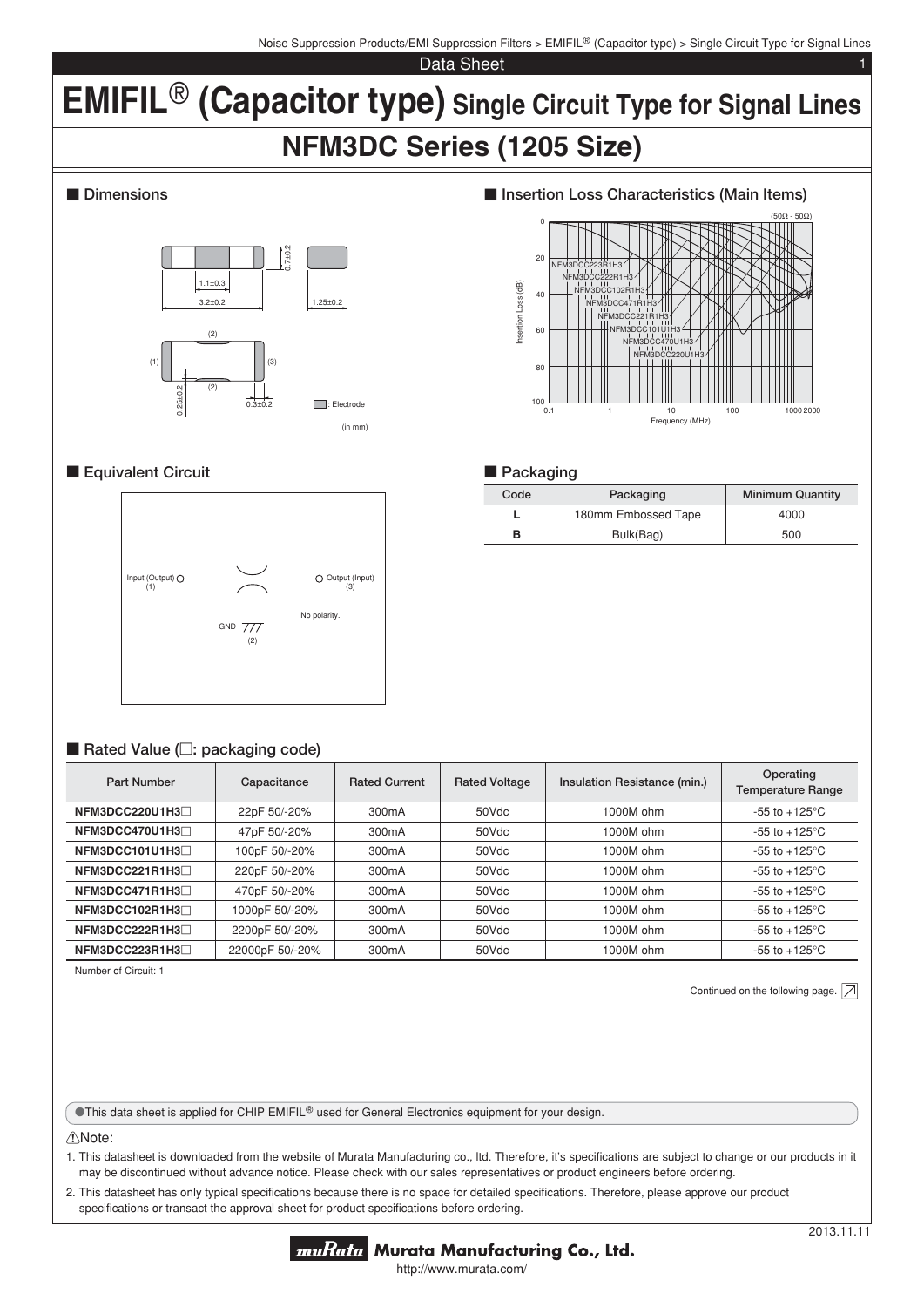# EMIFIL® (Capacitor type) Single Circuit Type for Signal Lines

## NFM3DC Series (1205 Size)

### ■ Dimensions

1.1±0.3
3.2±0.2
0.7±0.2
1.25±0.2
(1) (2) (3)
0.25±0.2
0.3±0.2
: Electrode

(in mm)

### ■ Insertion Loss Characteristics (Main Items)

(50Ω - 50Ω)

Insertion Loss (dB)

Frequency (MHz)

NFM3DCC223R1H3
NFM3DCC222R1H3
NFM3DCC102R1H3
NFM3DCC471R1H3
NFM3DCC221R1H3
NFM3DCC101U1H3
NFM3DCC470U1H3
NFM3DCC220U1H3

### ■ Equivalent Circuit

Input (Output) (1)
Output (Input) (3)
GND (2)
No polarity.

### ■ Packaging

| Code | Packaging | Minimum Quantity |
|---|---|---|
| L | 180mm Embossed Tape | 4000 |
| B | Bulk(Bag) | 500 |

### ■ Rated Value (□: packaging code)

| Part Number | Capacitance | Rated Current | Rated Voltage | Insulation Resistance (min.) | Operating Temperature Range |
|---|---|---|---|---|---|
| NFM3DCC220U1H3□ | 22pF 50/-20% | 300mA | 50Vdc | 1000M ohm | -55 to +125°C |
| NFM3DCC470U1H3□ | 47pF 50/-20% | 300mA | 50Vdc | 1000M ohm | -55 to +125°C |
| NFM3DCC101U1H3□ | 100pF 50/-20% | 300mA | 50Vdc | 1000M ohm | -55 to +125°C |
| NFM3DCC221R1H3□ | 220pF 50/-20% | 300mA | 50Vdc | 1000M ohm | -55 to +125°C |
| NFM3DCC471R1H3□ | 470pF 50/-20% | 300mA | 50Vdc | 1000M ohm | -55 to +125°C |
| NFM3DCC102R1H3□ | 1000pF 50/-20% | 300mA | 50Vdc | 1000M ohm | -55 to +125°C |
| NFM3DCC222R1H3□ | 2200pF 50/-20% | 300mA | 50Vdc | 1000M ohm | -55 to +125°C |
| NFM3DCC223R1H3□ | 22000pF 50/-20% | 300mA | 50Vdc | 1000M ohm | -55 to +125°C |

Number of Circuit: 1

Continued on the following page.

●This data sheet is applied for CHIP EMIFIL® used for General Electronics equipment for your design.

⚠Note:

1. This datasheet is downloaded from the website of Murata Manufacturing co., ltd. Therefore, it's specifications are subject to change or our products in it may be discontinued without advance notice. Please check with our sales representatives or product engineers before ordering.
2. This datasheet has only typical specifications because there is no space for detailed specifications. Therefore, please approve our product specifications or transact the approval sheet for product specifications before ordering.

2013.11.11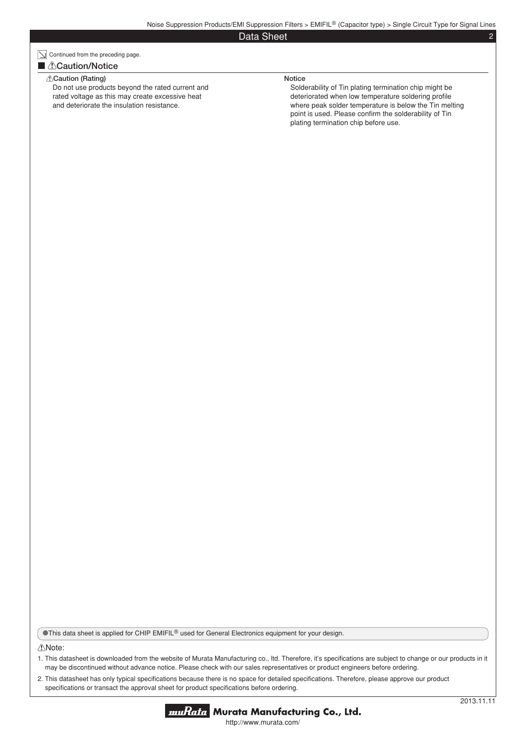Continued from the preceding page.

## ⚠Caution/Notice

**⚠Caution (Rating)**

Do not use products beyond the rated current and rated voltage as this may create excessive heat and deteriorate the insulation resistance.

**Notice**

Solderability of Tin plating termination chip might be deteriorated when low temperature soldering profile where peak solder temperature is below the Tin melting point is used. Please confirm the solderability of Tin plating termination chip before use.

●This data sheet is applied for CHIP EMIFIL® used for General Electronics equipment for your design.

⚠Note:

1. This datasheet is downloaded from the website of Murata Manufacturing co., ltd. Therefore, it's specifications are subject to change or our products in it may be discontinued without advance notice. Please check with our sales representatives or product engineers before ordering.
2. This datasheet has only typical specifications because there is no space for detailed specifications. Therefore, please approve our product specifications or transact the approval sheet for product specifications before ordering.

2013.11.11

Murata Manufacturing Co., Ltd.
http://www.murata.com/